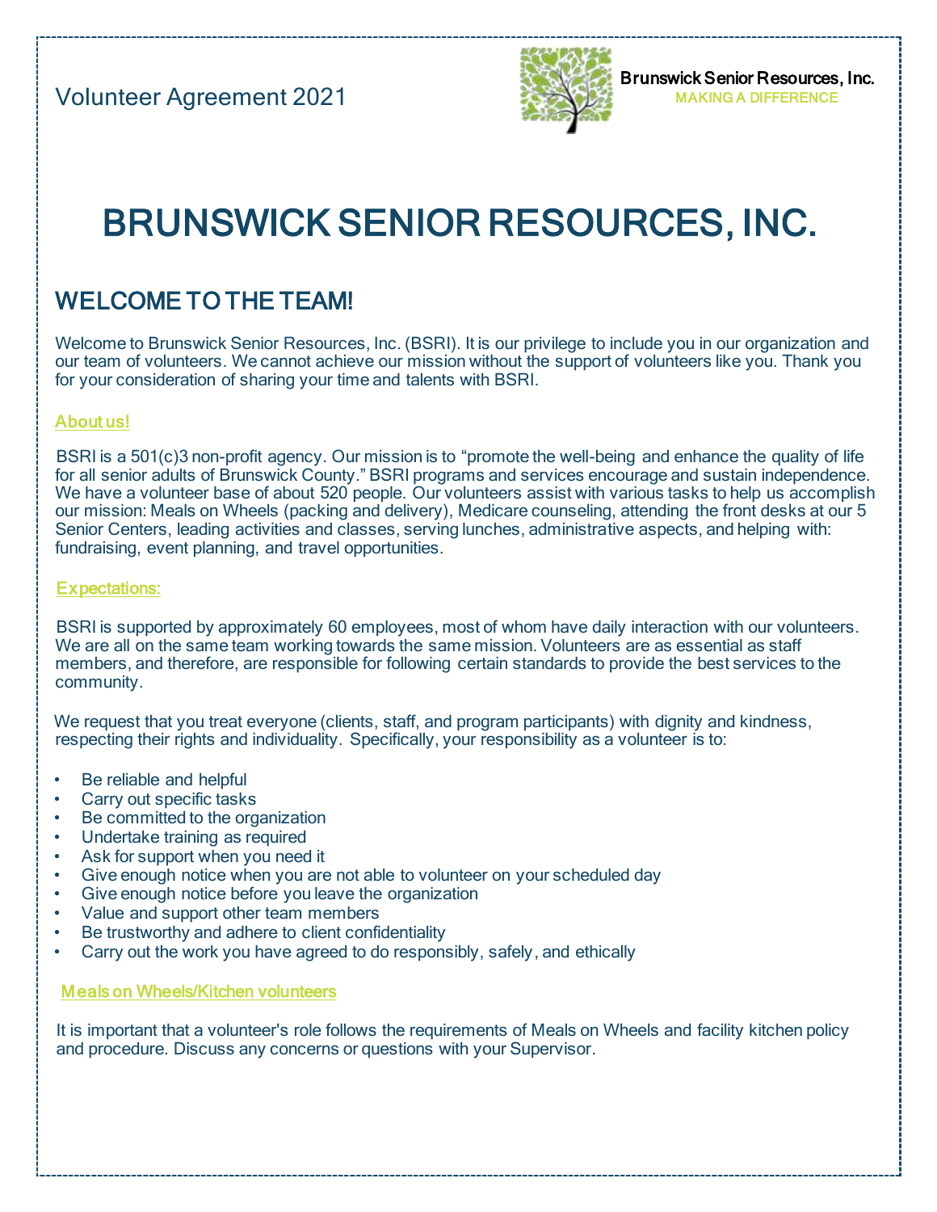Volume Agreement 2021

Brunswick Senior Resources, Inc.
MAKING A DIFFERENCE

# BRUNSWICK SENIOR RESOURCES, INC.

## WELCOME TO THE TEAM!

Welcome to Brunswick Senior Resources, Inc. (BSRI). It is our privilege to include you in our organization and our team of volunteers. We cannot achieve our mission without the support of volunteers like you. Thank you for your consideration of sharing your time and talents with BSRI.

### About us!

BSRI is a 501(c)3 non-profit agency. Our mission is to "promote the well-being and enhance the quality of life for all senior adults of Brunswick County." BSRI programs and services encourage and sustain independence. We have a volunteer base of about 520 people. Our volunteers assist with various tasks to help us accomplish our mission: Meals on Wheels (packing and delivery), Medicare counseling, attending the front desks at our 5 Senior Centers, leading activities and classes, serving lunches, administrative aspects, and helping with: fundraising, event planning, and travel opportunities.

### Expectations:

BSRI is supported by approximately 60 employees, most of whom have daily interaction with our volunteers. We are all on the same team working towards the same mission. Volunteers are as essential as staff members, and therefore, are responsible for following certain standards to provide the best services to the community.

We request that you treat everyone (clients, staff, and program participants) with dignity and kindness, respecting their rights and individuality. Specifically, your responsibility as a volunteer is to:

- Be reliable and helpful
- Carry out specific tasks
- Be committed to the organization
- Undertake training as required
- Ask for support when you need it
- Give enough notice when you are not able to volunteer on your scheduled day
- Give enough notice before you leave the organization
- Value and support other team members
- Be trustworthy and adhere to client confidentiality
- Carry out the work you have agreed to do responsibly, safely, and ethically

### Meals on Wheels/Kitchen volunteers

It is important that a volunteer's role follows the requirements of Meals on Wheels and facility kitchen policy and procedure. Discuss any concerns or questions with your Supervisor.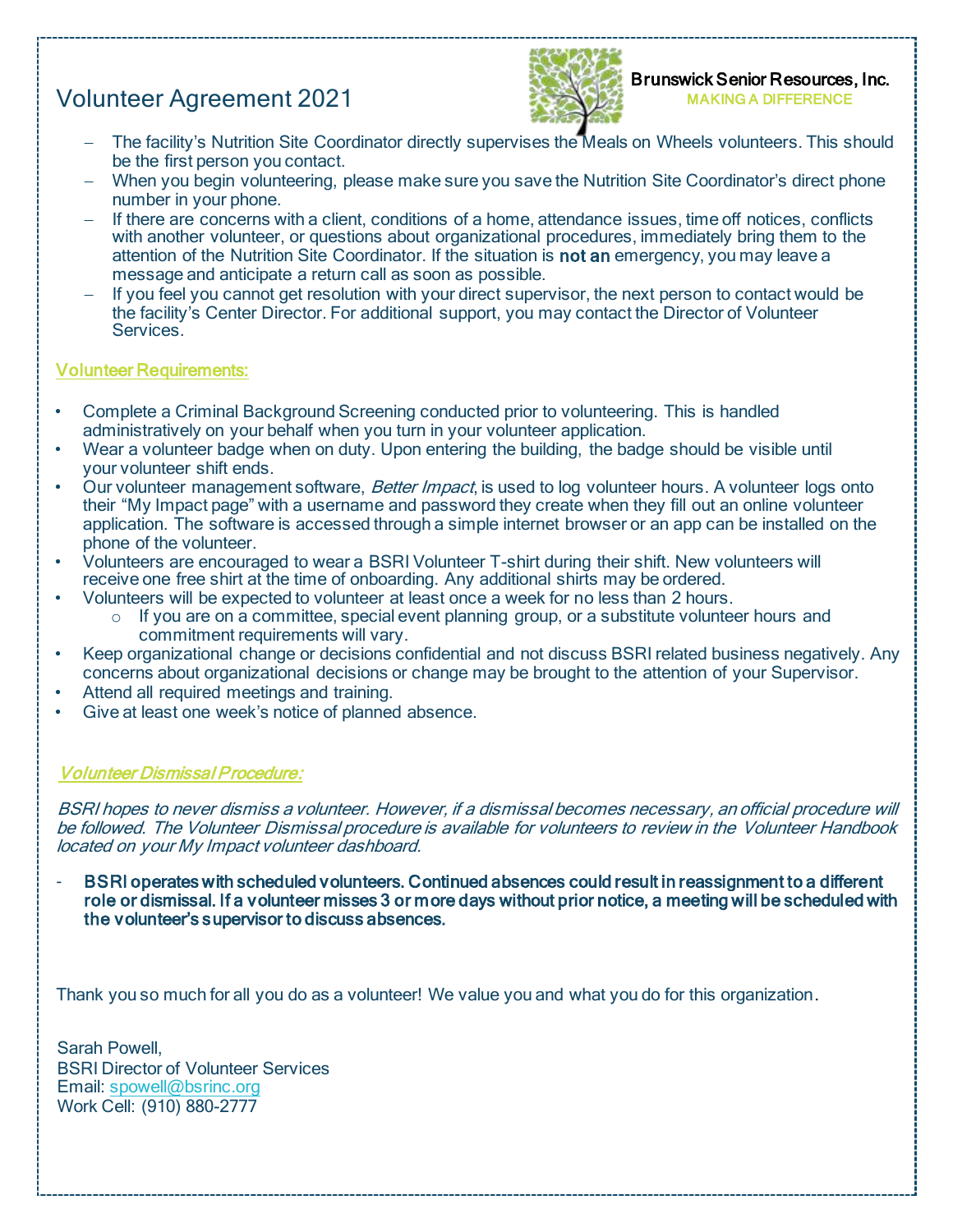# Volunteer Agreement 2021

Brunswick Senior Resources, Inc.
MAKING A DIFFERENCE

- The facility's Nutrition Site Coordinator directly supervises the Meals on Wheels volunteers. This should be the first person you contact.
- When you begin volunteering, please make sure you save the Nutrition Site Coordinator's direct phone number in your phone.
- If there are concerns with a client, conditions of a home, attendance issues, time off notices, conflicts with another volunteer, or questions about organizational procedures, immediately bring them to the attention of the Nutrition Site Coordinator. If the situation is **not an** emergency, you may leave a message and anticipate a return call as soon as possible.
- If you feel you cannot get resolution with your direct supervisor, the next person to contact would be the facility's Center Director. For additional support, you may contact the Director of Volunteer Services.

## Volunteer Requirements:

- Complete a Criminal Background Screening conducted prior to volunteering. This is handled administratively on your behalf when you turn in your volunteer application.
- Wear a volunteer badge when on duty. Upon entering the building, the badge should be visible until your volunteer shift ends.
- Our volunteer management software, *Better Impact*, is used to log volunteer hours. A volunteer logs onto their "My Impact page" with a username and password they create when they fill out an online volunteer application. The software is accessed through a simple internet browser or an app can be installed on the phone of the volunteer.
- Volunteers are encouraged to wear a BSRI Volunteer T-shirt during their shift. New volunteers will receive one free shirt at the time of onboarding. Any additional shirts may be ordered.
- Volunteers will be expected to volunteer at least once a week for no less than 2 hours.
  - If you are on a committee, special event planning group, or a substitute volunteer hours and commitment requirements will vary.
- Keep organizational change or decisions confidential and not discuss BSRI related business negatively. Any concerns about organizational decisions or change may be brought to the attention of your Supervisor.
- Attend all required meetings and training.
- Give at least one week's notice of planned absence.

## *Volunteer Dismissal Procedure:*

*BSRI hopes to never dismiss a volunteer. However, if a dismissal becomes necessary, an official procedure will be followed. The Volunteer Dismissal procedure is available for volunteers to review in the Volunteer Handbook located on your My Impact volunteer dashboard.*

- **BSRI operates with scheduled volunteers. Continued absences could result in reassignment to a different role or dismissal. If a volunteer misses 3 or more days without prior notice, a meeting will be scheduled with the volunteer's supervisor to discuss absences.**

Thank you so much for all you do as a volunteer! We value you and what you do for this organization.

Sarah Powell,
BSRI Director of Volunteer Services
Email: spowell@bsrinc.org
Work Cell: (910) 880-2777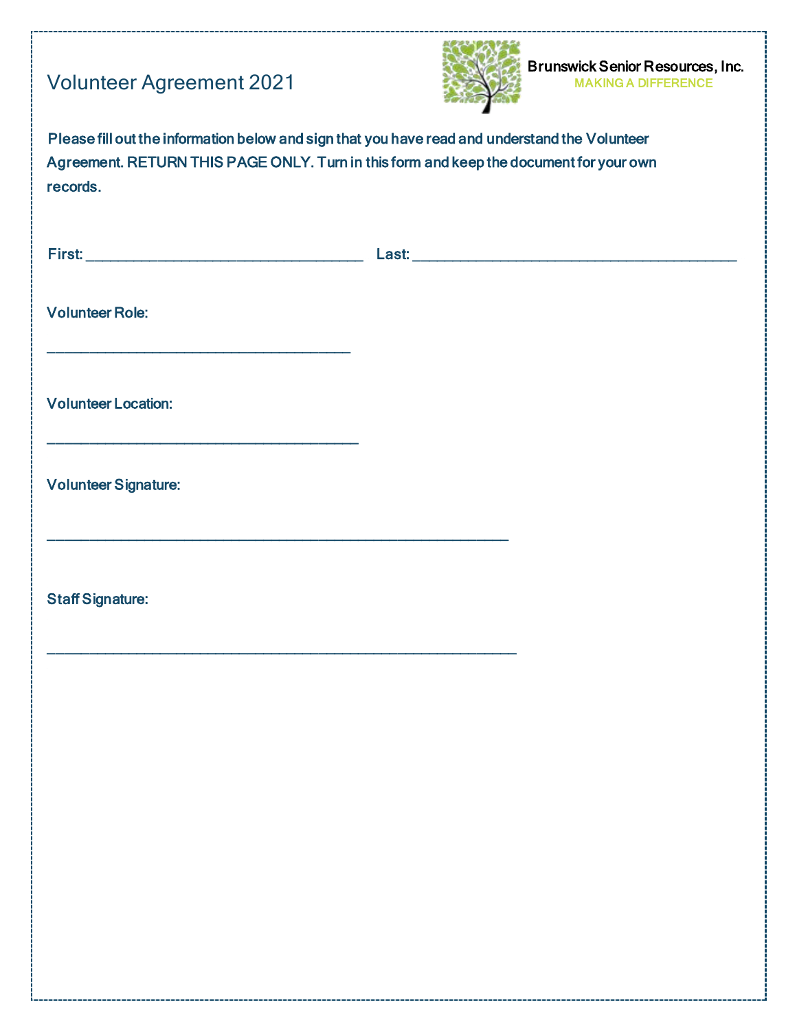# Volunteer Agreement 2021

**Brunswick Senior Resources, Inc.**
MAKING A DIFFERENCE

**Please fill out the information below and sign that you have read and understand the Volunteer Agreement. RETURN THIS PAGE ONLY. Turn in this form and keep the document for your own records.**

**First:** ______________________________ **Last:** ____________________________________

**Volunteer Role:**

_________________________________

**Volunteer Location:**

_________________________________

**Volunteer Signature:**

__________________________________________________

**Staff Signature:**

__________________________________________________